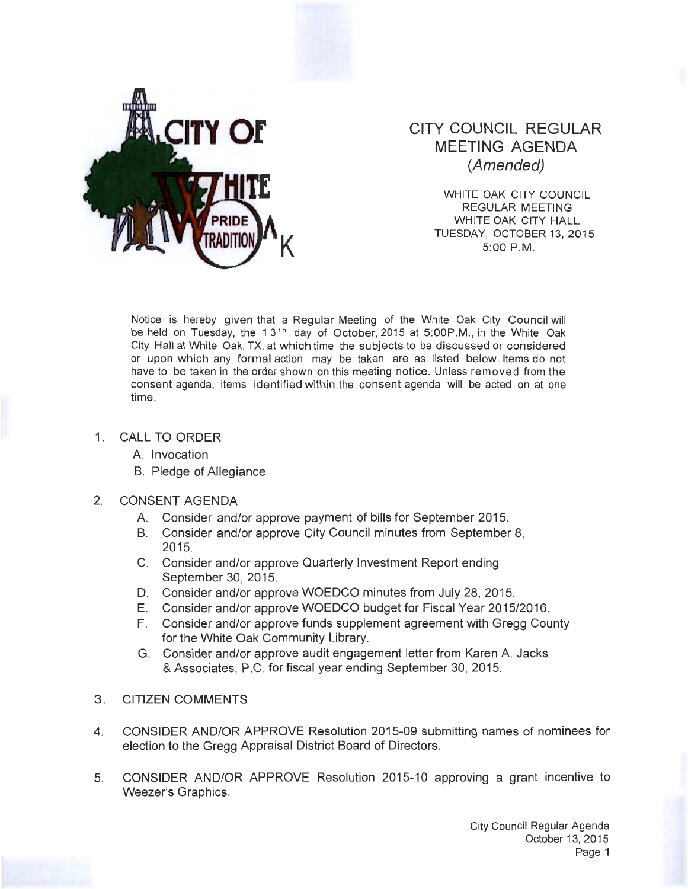# CITY COUNCIL REGULAR MEETING AGENDA

*(Amended)*

WHITE OAK CITY COUNCIL
REGULAR MEETING
WHITE OAK CITY HALL
TUESDAY, OCTOBER 13, 2015
5:00 P.M.

Notice is hereby given that a Regular Meeting of the White Oak City Council will be held on Tuesday, the 13th day of October, 2015 at 5:00P.M., in the White Oak City Hall at White Oak, TX, at which time the subjects to be discussed or considered or upon which any formal action may be taken are as listed below. Items do not have to be taken in the order shown on this meeting notice. Unless removed from the consent agenda, items identified within the consent agenda will be acted on at one time.

1. CALL TO ORDER
   - A. Invocation
   - B. Pledge of Allegiance

2. CONSENT AGENDA
   - A. Consider and/or approve payment of bills for September 2015.
   - B. Consider and/or approve City Council minutes from September 8, 2015.
   - C. Consider and/or approve Quarterly Investment Report ending September 30, 2015.
   - D. Consider and/or approve WOEDCO minutes from July 28, 2015.
   - E. Consider and/or approve WOEDCO budget for Fiscal Year 2015/2016.
   - F. Consider and/or approve funds supplement agreement with Gregg County for the White Oak Community Library.
   - G. Consider and/or approve audit engagement letter from Karen A. Jacks & Associates, P.C. for fiscal year ending September 30, 2015.

3. CITIZEN COMMENTS

4. CONSIDER AND/OR APPROVE Resolution 2015-09 submitting names of nominees for election to the Gregg Appraisal District Board of Directors.

5. CONSIDER AND/OR APPROVE Resolution 2015-10 approving a grant incentive to Weezer's Graphics.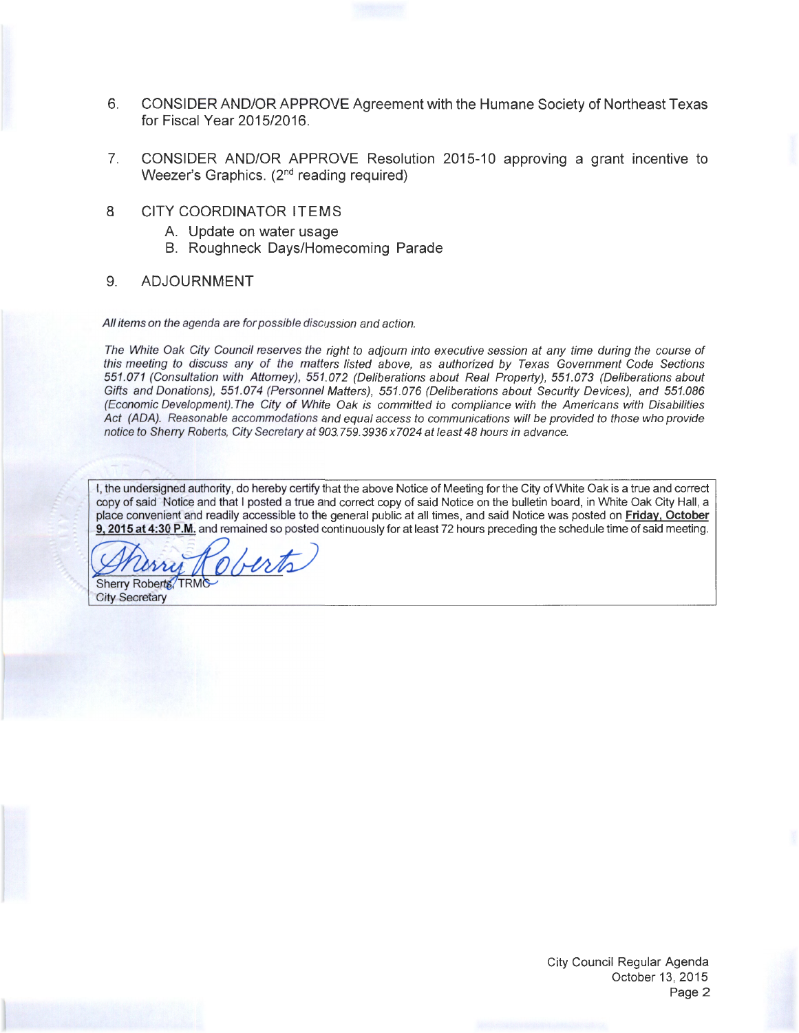6. CONSIDER AND/OR APPROVE Agreement with the Humane Society of Northeast Texas for Fiscal Year 2015/2016.

7. CONSIDER AND/OR APPROVE Resolution 2015-10 approving a grant incentive to Weezer's Graphics. (2nd reading required)

8 CITY COORDINATOR ITEMS
   A. Update on water usage
   B. Roughneck Days/Homecoming Parade

9. ADJOURNMENT

*All items on the agenda are for possible discussion and action.*

*The White Oak City Council reserves the right to adjourn into executive session at any time during the course of this meeting to discuss any of the matters listed above, as authorized by Texas Government Code Sections 551.071 (Consultation with Attorney), 551.072 (Deliberations about Real Property), 551.073 (Deliberations about Gifts and Donations), 551.074 (Personnel Matters), 551.076 (Deliberations about Security Devices), and 551.086 (Economic Development).The City of White Oak is committed to compliance with the Americans with Disabilities Act (ADA). Reasonable accommodations and equal access to communications will be provided to those who provide notice to Sherry Roberts, City Secretary at 903.759.3936 x7024 at least 48 hours in advance.*

I, the undersigned authority, do hereby certify that the above Notice of Meeting for the City of White Oak is a true and correct copy of said Notice and that I posted a true and correct copy of said Notice on the bulletin board, in White Oak City Hall, a place convenient and readily accessible to the general public at all times, and said Notice was posted on **Friday, October 9, 2015 at 4:30 P.M.** and remained so posted continuously for at least 72 hours preceding the schedule time of said meeting.

Sherry Roberts, TRMC
City Secretary

City Council Regular Agenda
October 13, 2015